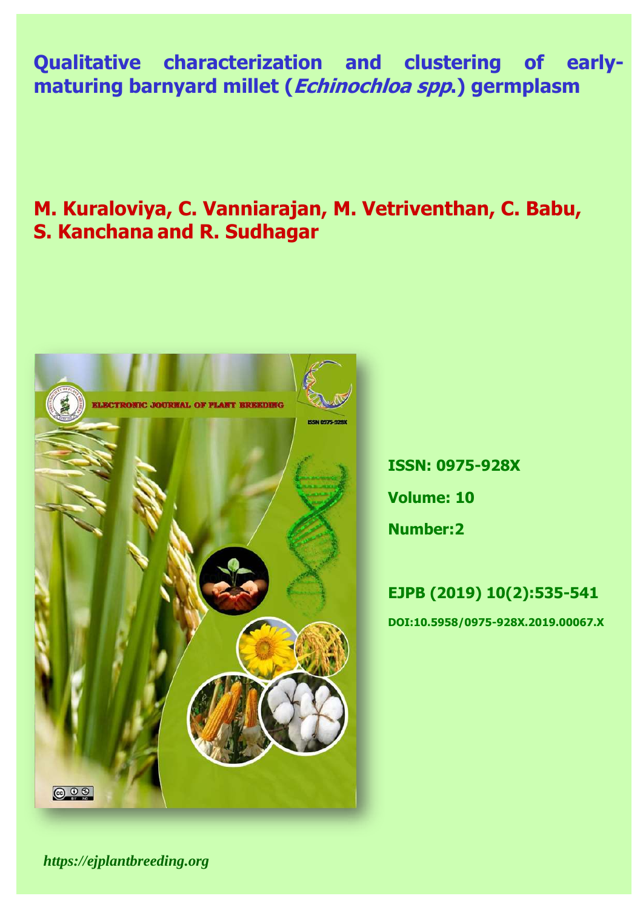# Qualitative characterization and clustering of early-maturing barnyard millet (*Echinochloa spp.*) germplasm

## M. Kuraloviya, C. Vanniarajan, M. Vetriventhan, C. Babu, S. Kanchana and R. Sudhagar

**ISSN: 0975-928X**

**Volume: 10**

**Number:2**

**EJPB (2019) 10(2):535-541**

**DOI:10.5958/0975-928X.2019.00067.X**

*https://ejplantbreeding.org*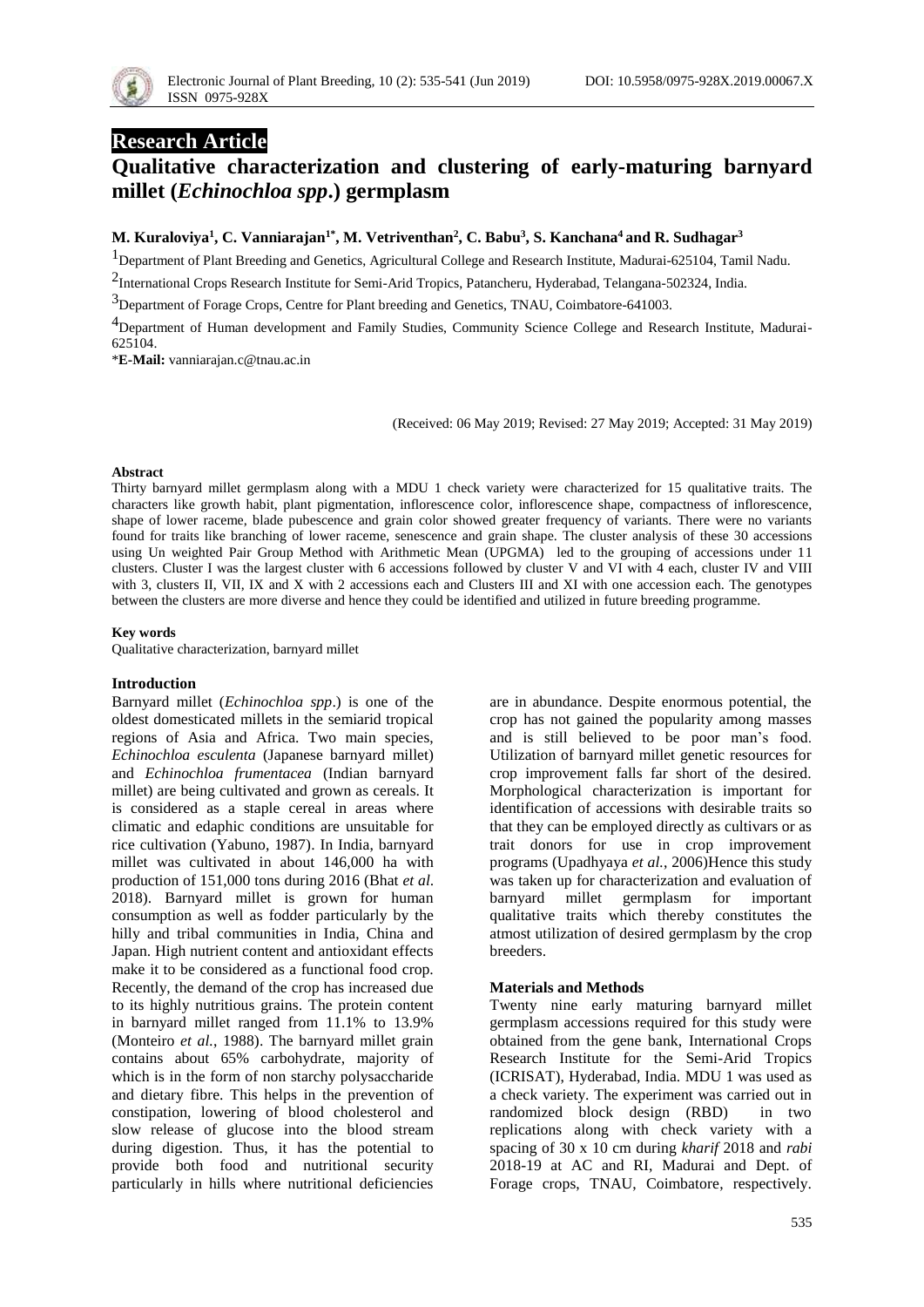## Research Article

# Qualitative characterization and clustering of early-maturing barnyard millet (*Echinochloa spp*.) germplasm

**M. Kuraloviya[1], C. Vanniarajan[1*], M. Vetriventhan[2], C. Babu[3], S. Kanchana[4] and R. Sudhagar[3]**

[1]Department of Plant Breeding and Genetics, Agricultural College and Research Institute, Madurai-625104, Tamil Nadu.

[2]International Crops Research Institute for Semi-Arid Tropics, Patancheru, Hyderabad, Telangana-502324, India.

[3]Department of Forage Crops, Centre for Plant breeding and Genetics, TNAU, Coimbatore-641003.

[4]Department of Human development and Family Studies, Community Science College and Research Institute, Madurai-625104.

***E-Mail:** vanniarajan.c@tnau.ac.in

(Received: 06 May 2019; Revised: 27 May 2019; Accepted: 31 May 2019)

### Abstract

Thirty barnyard millet germplasm along with a MDU 1 check variety were characterized for 15 qualitative traits. The characters like growth habit, plant pigmentation, inflorescence color, inflorescence shape, compactness of inflorescence, shape of lower raceme, blade pubescence and grain color showed greater frequency of variants. There were no variants found for traits like branching of lower raceme, senescence and grain shape. The cluster analysis of these 30 accessions using Un weighted Pair Group Method with Arithmetic Mean (UPGMA) led to the grouping of accessions under 11 clusters. Cluster I was the largest cluster with 6 accessions followed by cluster V and VI with 4 each, cluster IV and VIII with 3, clusters II, VII, IX and X with 2 accessions each and Clusters III and XI with one accession each. The genotypes between the clusters are more diverse and hence they could be identified and utilized in future breeding programme.

### Key words

Qualitative characterization, barnyard millet

### Introduction

Barnyard millet (*Echinochloa spp*.) is one of the oldest domesticated millets in the semiarid tropical regions of Asia and Africa. Two main species, *Echinochloa esculenta* (Japanese barnyard millet) and *Echinochloa frumentacea* (Indian barnyard millet) are being cultivated and grown as cereals. It is considered as a staple cereal in areas where climatic and edaphic conditions are unsuitable for rice cultivation (Yabuno, 1987). In India, barnyard millet was cultivated in about 146,000 ha with production of 151,000 tons during 2016 (Bhat *et al.* 2018). Barnyard millet is grown for human consumption as well as fodder particularly by the hilly and tribal communities in India, China and Japan. High nutrient content and antioxidant effects make it to be considered as a functional food crop. Recently, the demand of the crop has increased due to its highly nutritious grains. The protein content in barnyard millet ranged from 11.1% to 13.9% (Monteiro *et al.*, 1988). The barnyard millet grain contains about 65% carbohydrate, majority of which is in the form of non starchy polysaccharide and dietary fibre. This helps in the prevention of constipation, lowering of blood cholesterol and slow release of glucose into the blood stream during digestion. Thus, it has the potential to provide both food and nutritional security particularly in hills where nutritional deficiencies are in abundance. Despite enormous potential, the crop has not gained the popularity among masses and is still believed to be poor man's food. Utilization of barnyard millet genetic resources for crop improvement falls far short of the desired. Morphological characterization is important for identification of accessions with desirable traits so that they can be employed directly as cultivars or as trait donors for use in crop improvement programs (Upadhyaya *et al.*, 2006)Hence this study was taken up for characterization and evaluation of barnyard millet germplasm for important qualitative traits which thereby constitutes the atmost utilization of desired germplasm by the crop breeders.

### Materials and Methods

Twenty nine early maturing barnyard millet germplasm accessions required for this study were obtained from the gene bank, International Crops Research Institute for the Semi-Arid Tropics (ICRISAT), Hyderabad, India. MDU 1 was used as a check variety. The experiment was carried out in randomized block design (RBD) in two replications along with check variety with a spacing of 30 x 10 cm during *kharif* 2018 and *rabi* 2018-19 at AC and RI, Madurai and Dept. of Forage crops, TNAU, Coimbatore, respectively.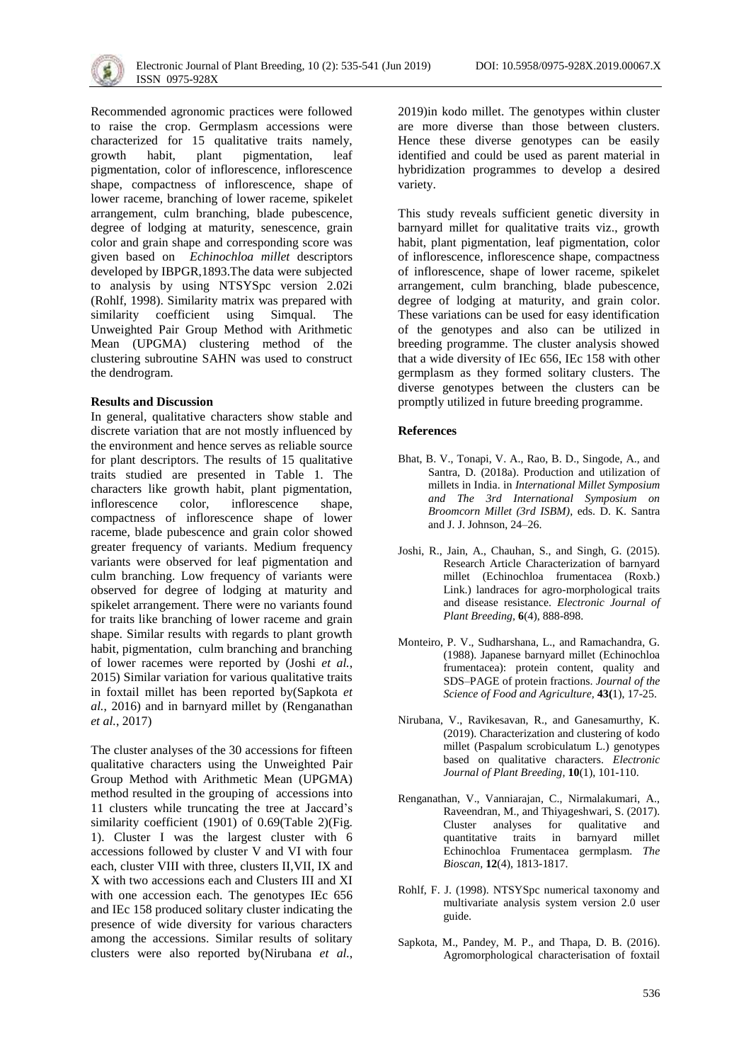Recommended agronomic practices were followed to raise the crop. Germplasm accessions were characterized for 15 qualitative traits namely, growth habit, plant pigmentation, leaf pigmentation, color of inflorescence, inflorescence shape, compactness of inflorescence, shape of lower raceme, branching of lower raceme, spikelet arrangement, culm branching, blade pubescence, degree of lodging at maturity, senescence, grain color and grain shape and corresponding score was given based on *Echinochloa millet* descriptors developed by IBPGR,1893.The data were subjected to analysis by using NTSYSpc version 2.02i (Rohlf, 1998). Similarity matrix was prepared with similarity coefficient using Simqual. The Unweighted Pair Group Method with Arithmetic Mean (UPGMA) clustering method of the clustering subroutine SAHN was used to construct the dendrogram.

**Results and Discussion**

In general, qualitative characters show stable and discrete variation that are not mostly influenced by the environment and hence serves as reliable source for plant descriptors. The results of 15 qualitative traits studied are presented in Table 1. The characters like growth habit, plant pigmentation, inflorescence color, inflorescence shape, compactness of inflorescence shape of lower raceme, blade pubescence and grain color showed greater frequency of variants. Medium frequency variants were observed for leaf pigmentation and culm branching. Low frequency of variants were observed for degree of lodging at maturity and spikelet arrangement. There were no variants found for traits like branching of lower raceme and grain shape. Similar results with regards to plant growth habit, pigmentation, culm branching and branching of lower racemes were reported by (Joshi *et al.*, 2015) Similar variation for various qualitative traits in foxtail millet has been reported by(Sapkota *et al.*, 2016) and in barnyard millet by (Renganathan *et al.*, 2017)

The cluster analyses of the 30 accessions for fifteen qualitative characters using the Unweighted Pair Group Method with Arithmetic Mean (UPGMA) method resulted in the grouping of accessions into 11 clusters while truncating the tree at Jaccard's similarity coefficient (1901) of 0.69(Table 2)(Fig. 1). Cluster I was the largest cluster with 6 accessions followed by cluster V and VI with four each, cluster VIII with three, clusters II,VII, IX and X with two accessions each and Clusters III and XI with one accession each. The genotypes IEc 656 and IEc 158 produced solitary cluster indicating the presence of wide diversity for various characters among the accessions. Similar results of solitary clusters were also reported by(Nirubana *et al.*, 2019)in kodo millet. The genotypes within cluster are more diverse than those between clusters. Hence these diverse genotypes can be easily identified and could be used as parent material in hybridization programmes to develop a desired variety.

This study reveals sufficient genetic diversity in barnyard millet for qualitative traits viz., growth habit, plant pigmentation, leaf pigmentation, color of inflorescence, inflorescence shape, compactness of inflorescence, shape of lower raceme, spikelet arrangement, culm branching, blade pubescence, degree of lodging at maturity, and grain color. These variations can be used for easy identification of the genotypes and also can be utilized in breeding programme. The cluster analysis showed that a wide diversity of IEc 656, IEc 158 with other germplasm as they formed solitary clusters. The diverse genotypes between the clusters can be promptly utilized in future breeding programme.

**References**

Bhat, B. V., Tonapi, V. A., Rao, B. D., Singode, A., and Santra, D. (2018a). Production and utilization of millets in India. in *International Millet Symposium and The 3rd International Symposium on Broomcorn Millet (3rd ISBM)*, eds. D. K. Santra and J. J. Johnson, 24–26.

Joshi, R., Jain, A., Chauhan, S., and Singh, G. (2015). Research Article Characterization of barnyard millet (Echinochloa frumentacea (Roxb.) Link.) landraces for agro-morphological traits and disease resistance. *Electronic Journal of Plant Breeding*, **6**(4), 888-898.

Monteiro, P. V., Sudharshana, L., and Ramachandra, G. (1988). Japanese barnyard millet (Echinochloa frumentacea): protein content, quality and SDS–PAGE of protein fractions. *Journal of the Science of Food and Agriculture,* **43(**1), 17-25.

Nirubana, V., Ravikesavan, R., and Ganesamurthy, K. (2019). Characterization and clustering of kodo millet (Paspalum scrobiculatum L.) genotypes based on qualitative characters. *Electronic Journal of Plant Breeding,* **10**(1), 101-110.

Renganathan, V., Vanniarajan, C., Nirmalakumari, A., Raveendran, M., and Thiyageshwari, S. (2017). Cluster analyses for qualitative and quantitative traits in barnyard millet Echinochloa Frumentacea germplasm. *The Bioscan,* **12**(4), 1813-1817.

Rohlf, F. J. (1998). NTSYSpc numerical taxonomy and multivariate analysis system version 2.0 user guide.

Sapkota, M., Pandey, M. P., and Thapa, D. B. (2016). Agromorphological characterisation of foxtail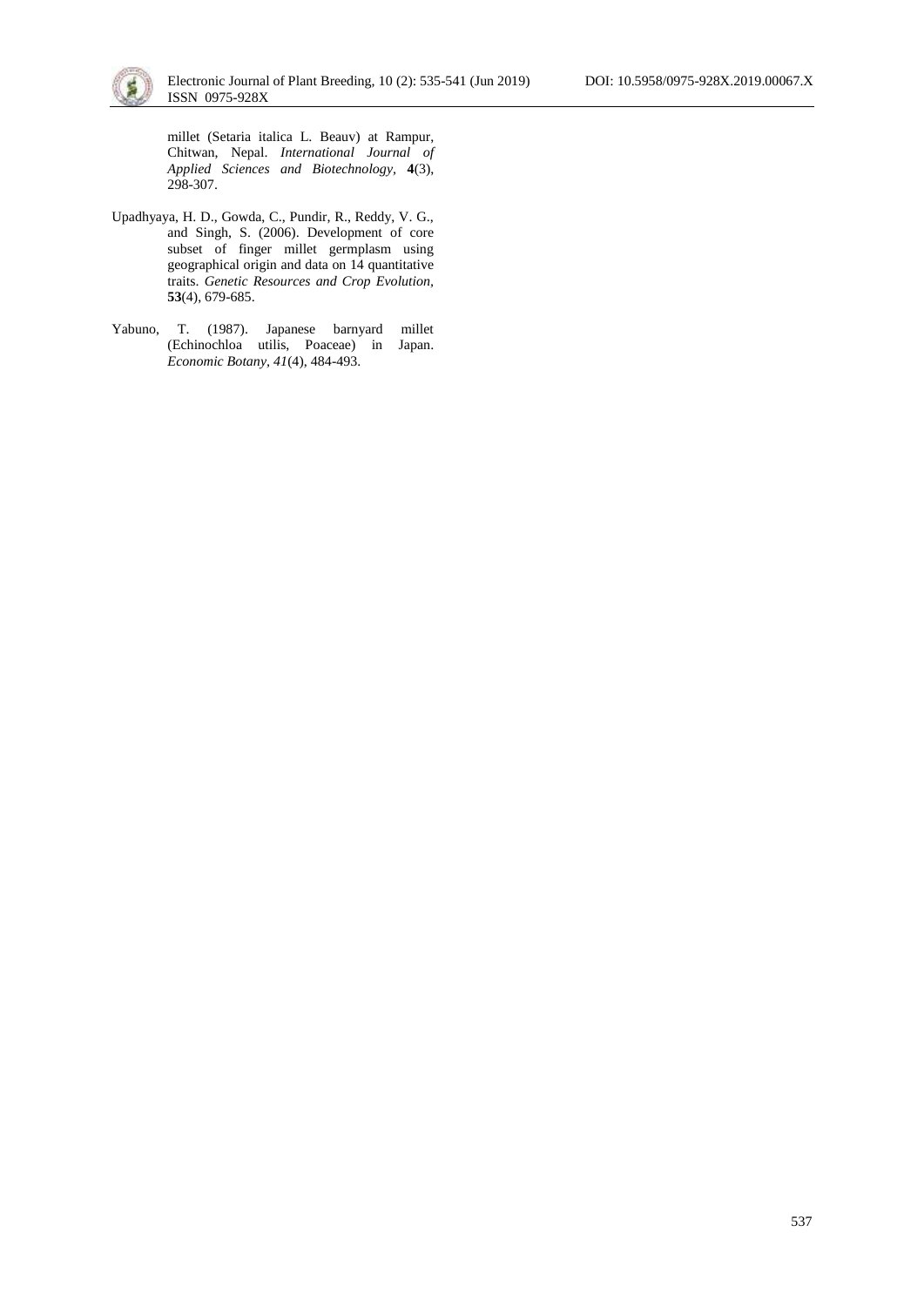millet (Setaria italica L. Beauv) at Rampur, Chitwan, Nepal. *International Journal of Applied Sciences and Biotechnology*, **4**(3), 298-307.

Upadhyaya, H. D., Gowda, C., Pundir, R., Reddy, V. G., and Singh, S. (2006). Development of core subset of finger millet germplasm using geographical origin and data on 14 quantitative traits. *Genetic Resources and Crop Evolution*, **53**(4), 679-685.

Yabuno, T. (1987). Japanese barnyard millet (Echinochloa utilis, Poaceae) in Japan. *Economic Botany*, *41*(4), 484-493.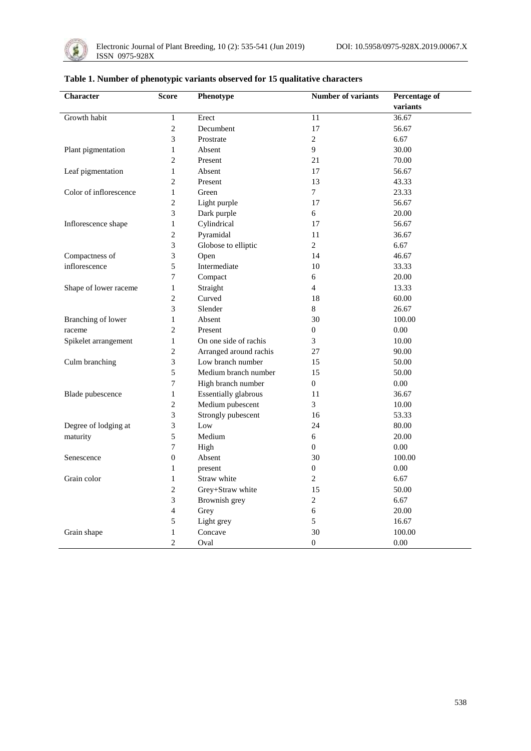**Table 1. Number of phenotypic variants observed for 15 qualitative characters**

| Character | Score | Phenotype | Number of variants | Percentage of variants |
|---|---|---|---|---|
| Growth habit | 1 | Erect | 11 | 36.67 |
| | 2 | Decumbent | 17 | 56.67 |
| | 3 | Prostrate | 2 | 6.67 |
| Plant pigmentation | 1 | Absent | 9 | 30.00 |
| | 2 | Present | 21 | 70.00 |
| Leaf pigmentation | 1 | Absent | 17 | 56.67 |
| | 2 | Present | 13 | 43.33 |
| Color of inflorescence | 1 | Green | 7 | 23.33 |
| | 2 | Light purple | 17 | 56.67 |
| | 3 | Dark purple | 6 | 20.00 |
| Inflorescence shape | 1 | Cylindrical | 17 | 56.67 |
| | 2 | Pyramidal | 11 | 36.67 |
| | 3 | Globose to elliptic | 2 | 6.67 |
| Compactness of inflorescence | 3 | Open | 14 | 46.67 |
| | 5 | Intermediate | 10 | 33.33 |
| | 7 | Compact | 6 | 20.00 |
| Shape of lower raceme | 1 | Straight | 4 | 13.33 |
| | 2 | Curved | 18 | 60.00 |
| | 3 | Slender | 8 | 26.67 |
| Branching of lower raceme | 1 | Absent | 30 | 100.00 |
| | 2 | Present | 0 | 0.00 |
| Spikelet arrangement | 1 | On one side of rachis | 3 | 10.00 |
| | 2 | Arranged around rachis | 27 | 90.00 |
| Culm branching | 3 | Low branch number | 15 | 50.00 |
| | 5 | Medium branch number | 15 | 50.00 |
| | 7 | High branch number | 0 | 0.00 |
| Blade pubescence | 1 | Essentially glabrous | 11 | 36.67 |
| | 2 | Medium pubescent | 3 | 10.00 |
| | 3 | Strongly pubescent | 16 | 53.33 |
| Degree of lodging at maturity | 3 | Low | 24 | 80.00 |
| | 5 | Medium | 6 | 20.00 |
| | 7 | High | 0 | 0.00 |
| Senescence | 0 | Absent | 30 | 100.00 |
| | 1 | present | 0 | 0.00 |
| Grain color | 1 | Straw white | 2 | 6.67 |
| | 2 | Grey+Straw white | 15 | 50.00 |
| | 3 | Brownish grey | 2 | 6.67 |
| | 4 | Grey | 6 | 20.00 |
| | 5 | Light grey | 5 | 16.67 |
| Grain shape | 1 | Concave | 30 | 100.00 |
| | 2 | Oval | 0 | 0.00 |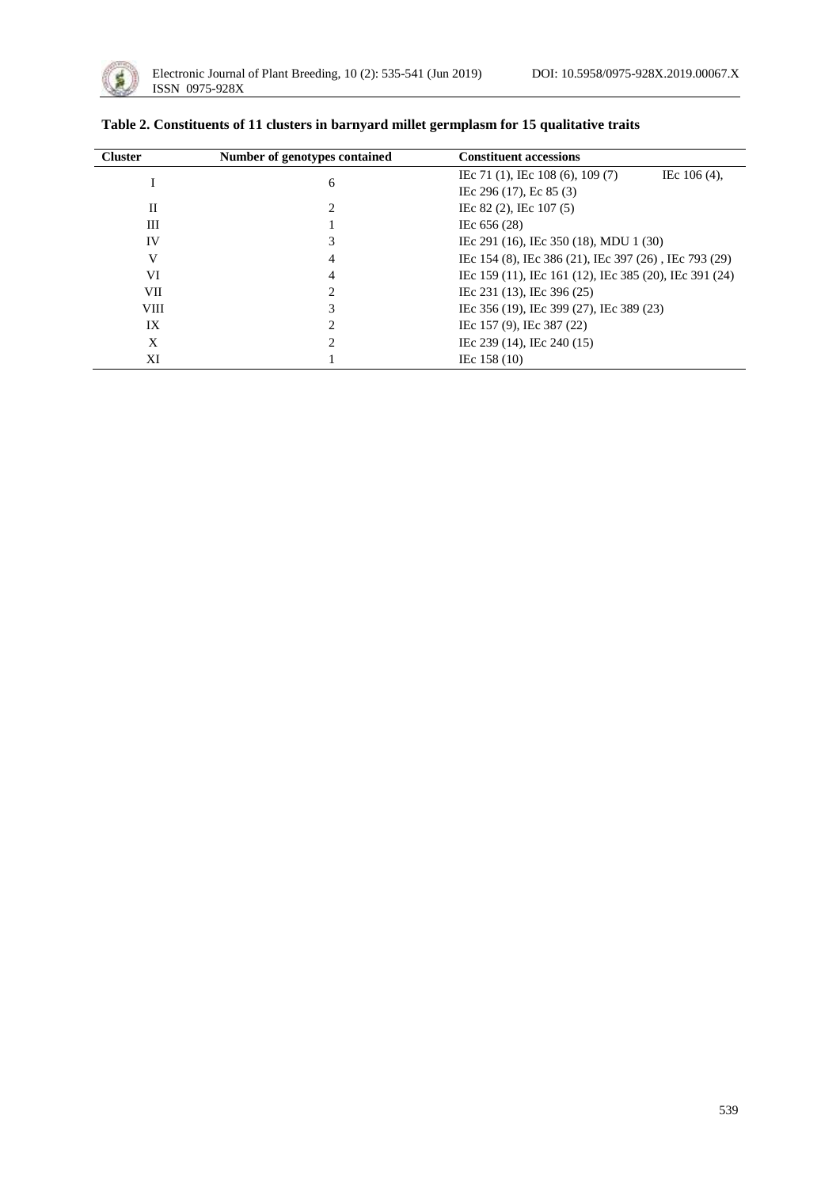**Table 2. Constituents of 11 clusters in barnyard millet germplasm for 15 qualitative traits**

| Cluster | Number of genotypes contained | Constituent accessions |
|---|---|---|
| I | 6 | IEc 71 (1), IEc 108 (6), 109 (7) IEc 106 (4), IEc 296 (17), Ec 85 (3) |
| II | 2 | IEc 82 (2), IEc 107 (5) |
| III | 1 | IEc 656 (28) |
| IV | 3 | IEc 291 (16), IEc 350 (18), MDU 1 (30) |
| V | 4 | IEc 154 (8), IEc 386 (21), IEc 397 (26) , IEc 793 (29) |
| VI | 4 | IEc 159 (11), IEc 161 (12), IEc 385 (20), IEc 391 (24) |
| VII | 2 | IEc 231 (13), IEc 396 (25) |
| VIII | 3 | IEc 356 (19), IEc 399 (27), IEc 389 (23) |
| IX | 2 | IEc 157 (9), IEc 387 (22) |
| X | 2 | IEc 239 (14), IEc 240 (15) |
| XI | 1 | IEc 158 (10) |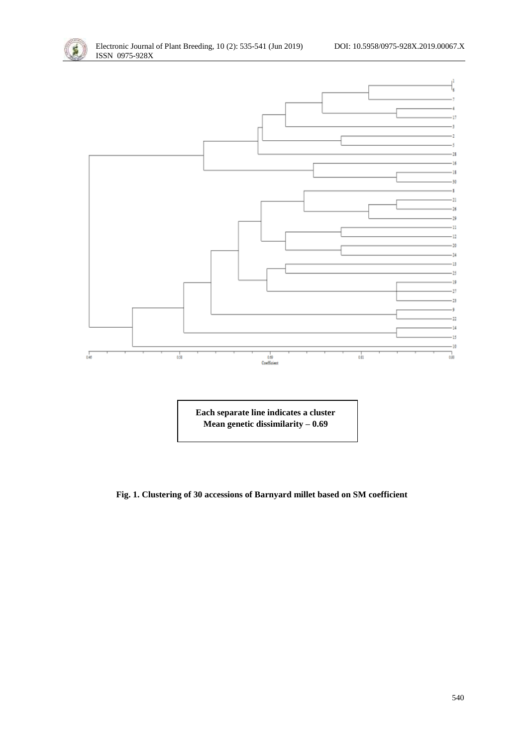Each separate line indicates a cluster
Mean genetic dissimilarity – 0.69

**Fig. 1. Clustering of 30 accessions of Barnyard millet based on SM coefficient**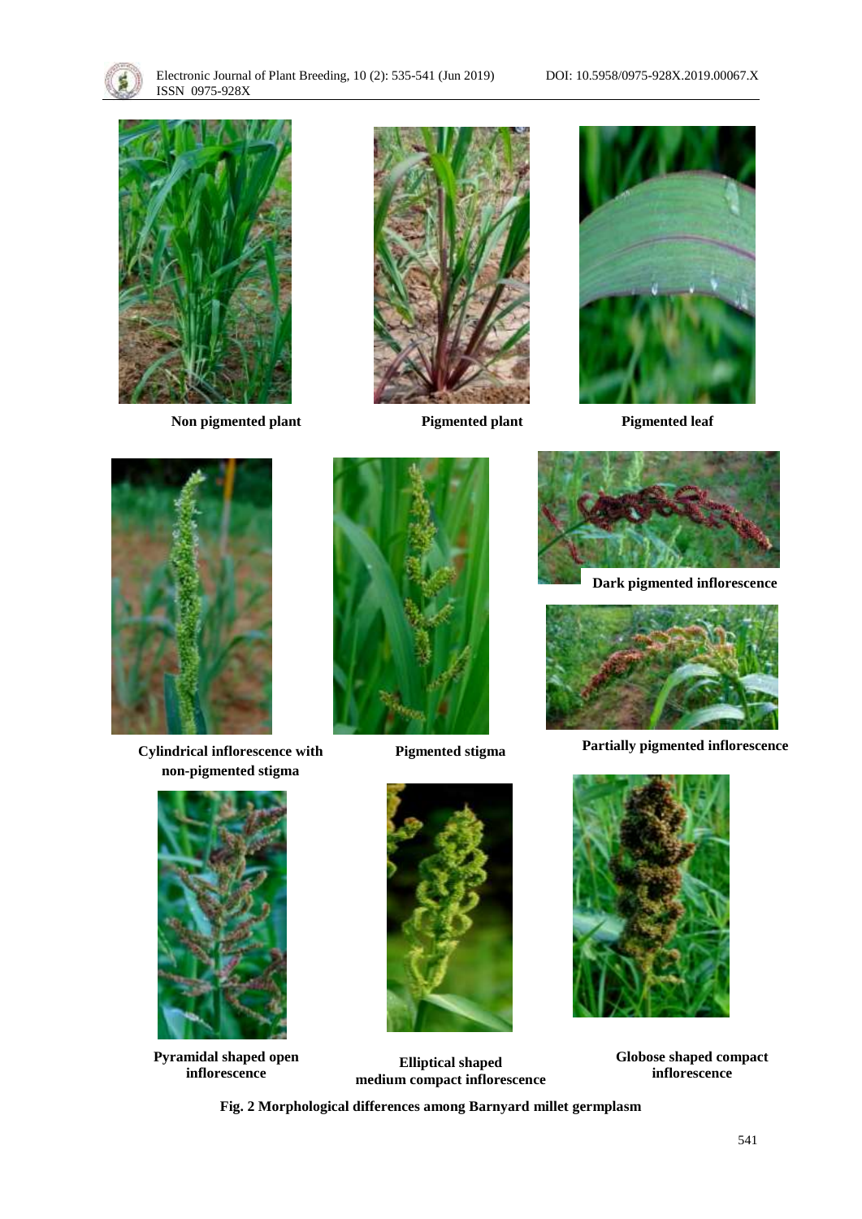Non pigmented plant

Pigmented plant

Pigmented leaf

Cylindrical inflorescence with non-pigmented stigma

Pigmented stigma

Dark pigmented inflorescence

Partially pigmented inflorescence

Pyramidal shaped open inflorescence

Elliptical shaped medium compact inflorescence

Globose shaped compact inflorescence

**Fig. 2 Morphological differences among Barnyard millet germplasm**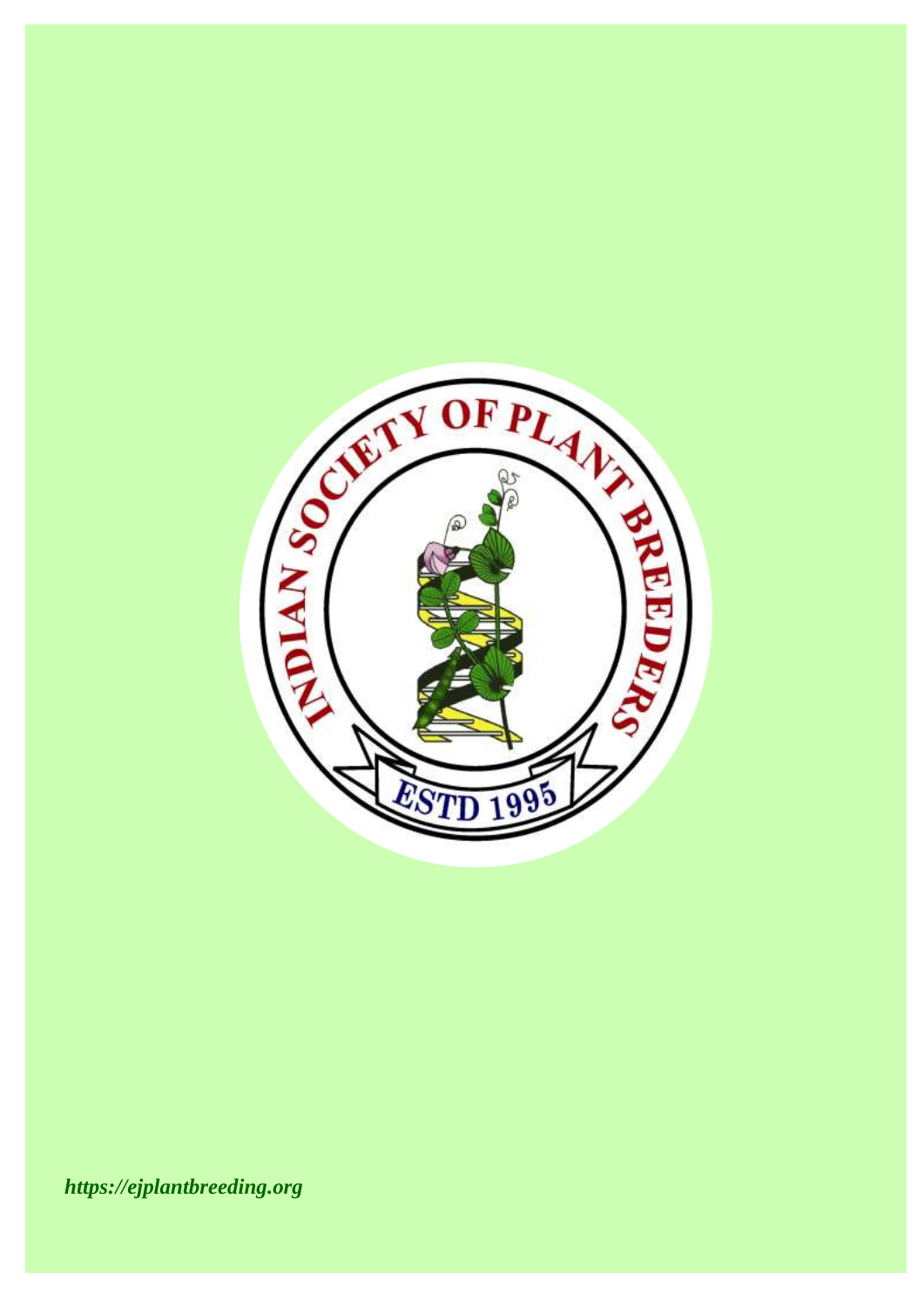https://ejplantbreeding.org